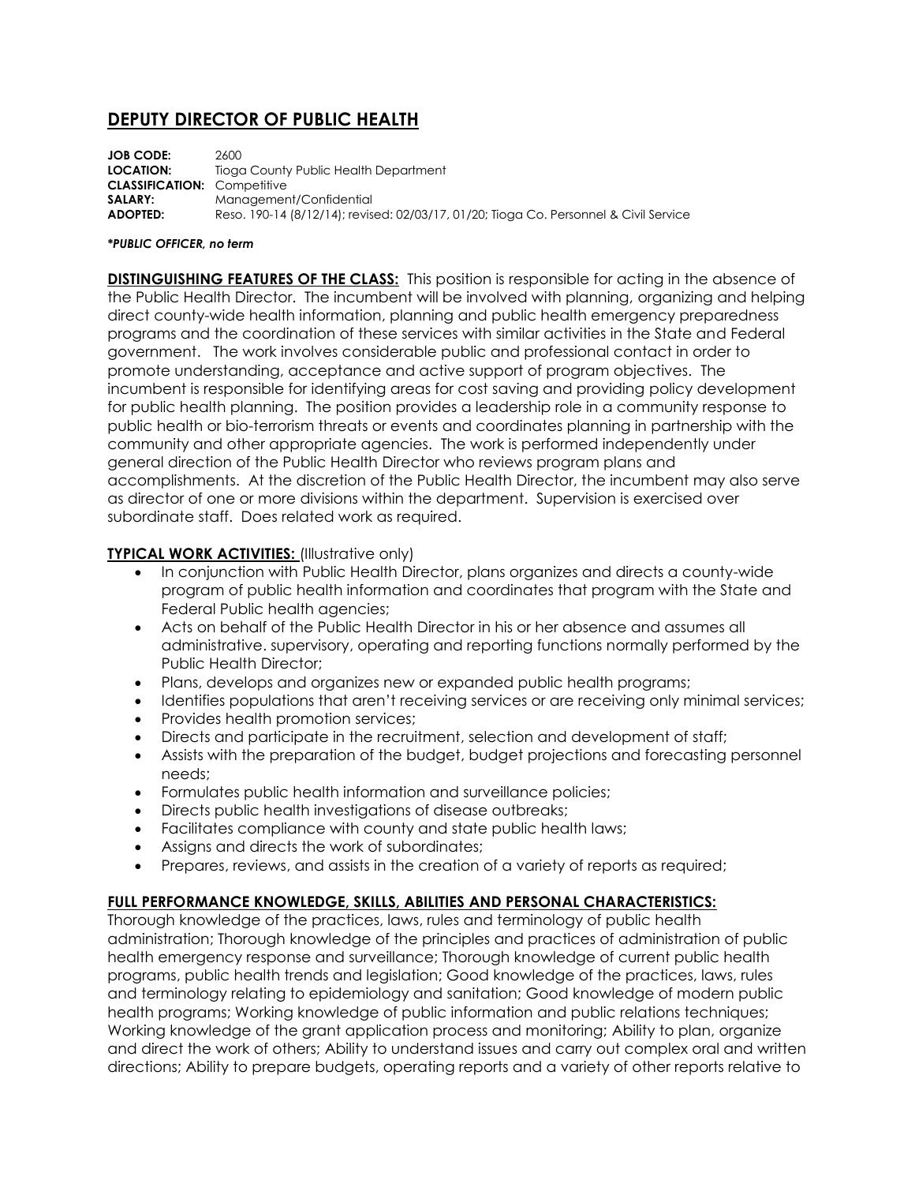# DEPUTY DIRECTOR OF PUBLIC HEALTH

**JOB CODE:** 2600
**LOCATION:** Tioga County Public Health Department
**CLASSIFICATION:** Competitive
**SALARY:** Management/Confidential
**ADOPTED:** Reso. 190-14 (8/12/14); revised: 02/03/17, 01/20; Tioga Co. Personnel & Civil Service

***PUBLIC OFFICER, no term***

**DISTINGUISHING FEATURES OF THE CLASS:** This position is responsible for acting in the absence of the Public Health Director. The incumbent will be involved with planning, organizing and helping direct county-wide health information, planning and public health emergency preparedness programs and the coordination of these services with similar activities in the State and Federal government. The work involves considerable public and professional contact in order to promote understanding, acceptance and active support of program objectives. The incumbent is responsible for identifying areas for cost saving and providing policy development for public health planning. The position provides a leadership role in a community response to public health or bio-terrorism threats or events and coordinates planning in partnership with the community and other appropriate agencies. The work is performed independently under general direction of the Public Health Director who reviews program plans and accomplishments. At the discretion of the Public Health Director, the incumbent may also serve as director of one or more divisions within the department. Supervision is exercised over subordinate staff. Does related work as required.

**TYPICAL WORK ACTIVITIES:** (Illustrative only)

- In conjunction with Public Health Director, plans organizes and directs a county-wide program of public health information and coordinates that program with the State and Federal Public health agencies;
- Acts on behalf of the Public Health Director in his or her absence and assumes all administrative. supervisory, operating and reporting functions normally performed by the Public Health Director;
- Plans, develops and organizes new or expanded public health programs;
- Identifies populations that aren't receiving services or are receiving only minimal services;
- Provides health promotion services;
- Directs and participate in the recruitment, selection and development of staff;
- Assists with the preparation of the budget, budget projections and forecasting personnel needs;
- Formulates public health information and surveillance policies;
- Directs public health investigations of disease outbreaks;
- Facilitates compliance with county and state public health laws;
- Assigns and directs the work of subordinates;
- Prepares, reviews, and assists in the creation of a variety of reports as required;

**FULL PERFORMANCE KNOWLEDGE, SKILLS, ABILITIES AND PERSONAL CHARACTERISTICS:**

Thorough knowledge of the practices, laws, rules and terminology of public health administration; Thorough knowledge of the principles and practices of administration of public health emergency response and surveillance; Thorough knowledge of current public health programs, public health trends and legislation; Good knowledge of the practices, laws, rules and terminology relating to epidemiology and sanitation; Good knowledge of modern public health programs; Working knowledge of public information and public relations techniques; Working knowledge of the grant application process and monitoring; Ability to plan, organize and direct the work of others; Ability to understand issues and carry out complex oral and written directions; Ability to prepare budgets, operating reports and a variety of other reports relative to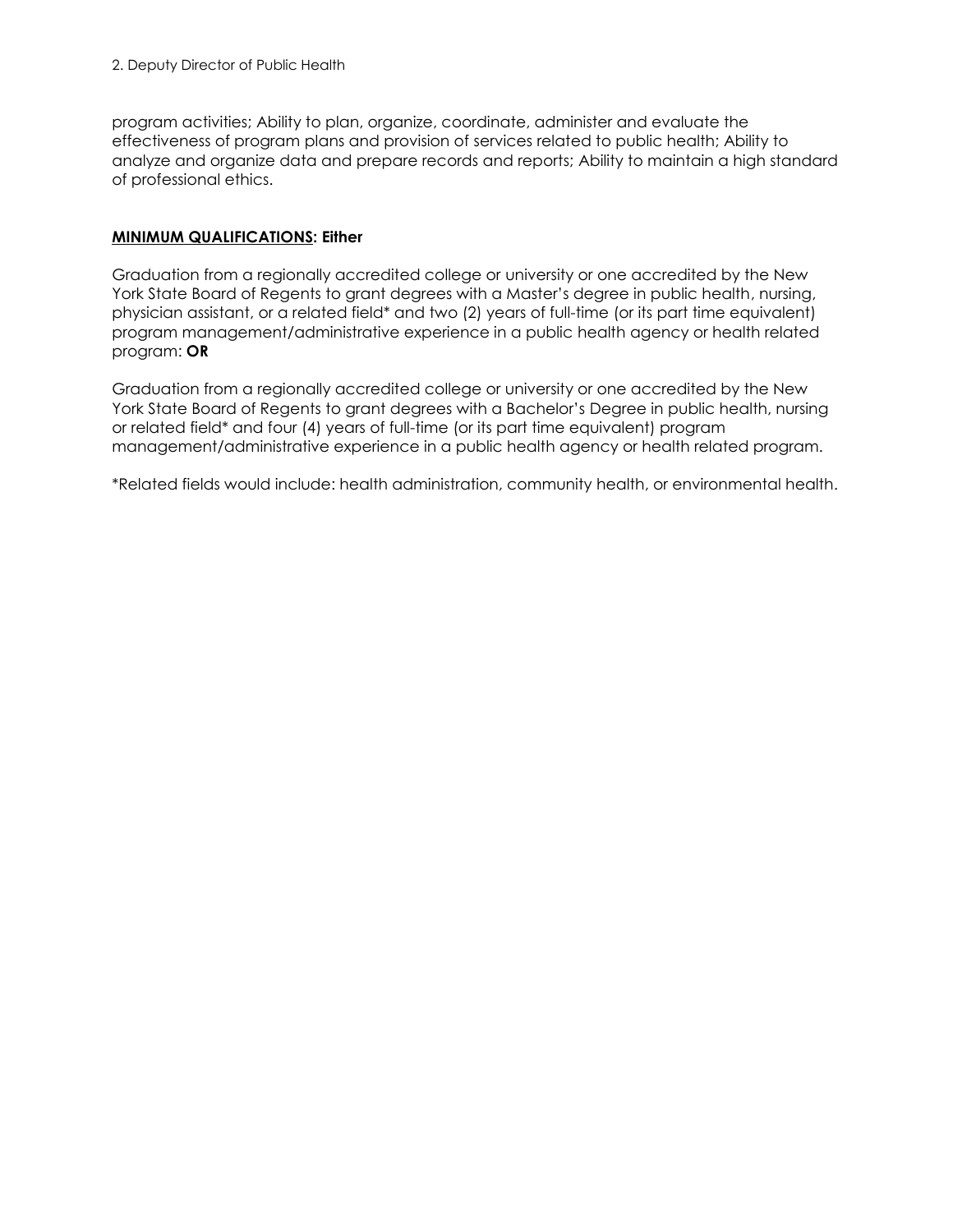program activities; Ability to plan, organize, coordinate, administer and evaluate the effectiveness of program plans and provision of services related to public health; Ability to analyze and organize data and prepare records and reports; Ability to maintain a high standard of professional ethics.

**MINIMUM QUALIFICATIONS: Either**

Graduation from a regionally accredited college or university or one accredited by the New York State Board of Regents to grant degrees with a Master's degree in public health, nursing, physician assistant, or a related field* and two (2) years of full-time (or its part time equivalent) program management/administrative experience in a public health agency or health related program: **OR**

Graduation from a regionally accredited college or university or one accredited by the New York State Board of Regents to grant degrees with a Bachelor's Degree in public health, nursing or related field* and four (4) years of full-time (or its part time equivalent) program management/administrative experience in a public health agency or health related program.

*Related fields would include: health administration, community health, or environmental health.